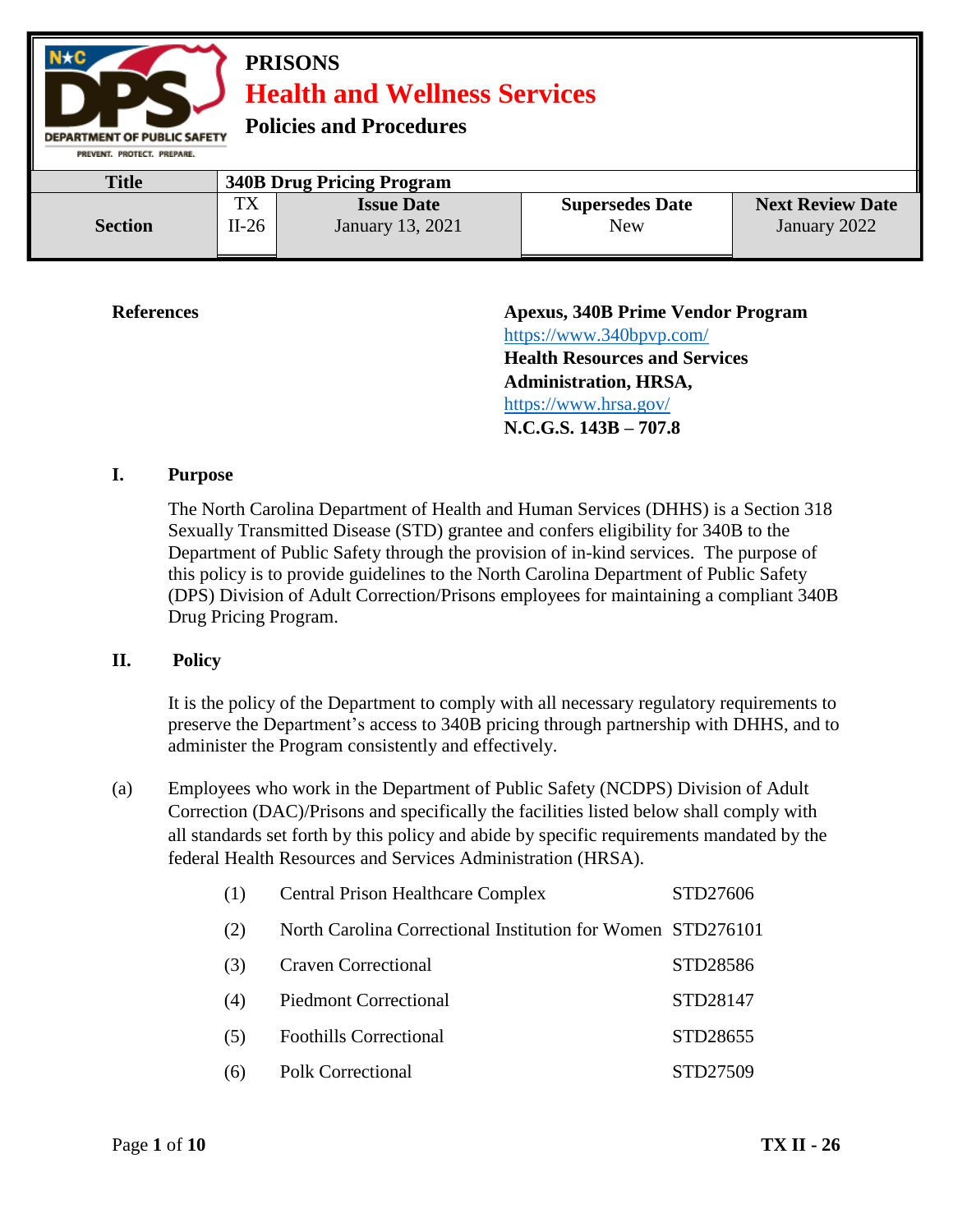**PRISONS**
# Health and Wellness Services
**Policies and Procedures**

| Title | 340B Drug Pricing Program | | | |
|---|---|---|---|---|
| **Section** | TX II-26 | **Issue Date** January 13, 2021 | **Supersedes Date** New | **Next Review Date** January 2022 |

**References**

**Apexus, 340B Prime Vendor Program**
https://www.340bpvp.com/
**Health Resources and Services Administration, HRSA,**
https://www.hrsa.gov/
**N.C.G.S. 143B – 707.8**

## I. Purpose

The North Carolina Department of Health and Human Services (DHHS) is a Section 318 Sexually Transmitted Disease (STD) grantee and confers eligibility for 340B to the Department of Public Safety through the provision of in-kind services. The purpose of this policy is to provide guidelines to the North Carolina Department of Public Safety (DPS) Division of Adult Correction/Prisons employees for maintaining a compliant 340B Drug Pricing Program.

## II. Policy

It is the policy of the Department to comply with all necessary regulatory requirements to preserve the Department's access to 340B pricing through partnership with DHHS, and to administer the Program consistently and effectively.

(a) Employees who work in the Department of Public Safety (NCDPS) Division of Adult Correction (DAC)/Prisons and specifically the facilities listed below shall comply with all standards set forth by this policy and abide by specific requirements mandated by the federal Health Resources and Services Administration (HRSA).

(1) Central Prison Healthcare Complex STD27606

(2) North Carolina Correctional Institution for Women STD276101

(3) Craven Correctional STD28586

(4) Piedmont Correctional STD28147

(5) Foothills Correctional STD28655

(6) Polk Correctional STD27509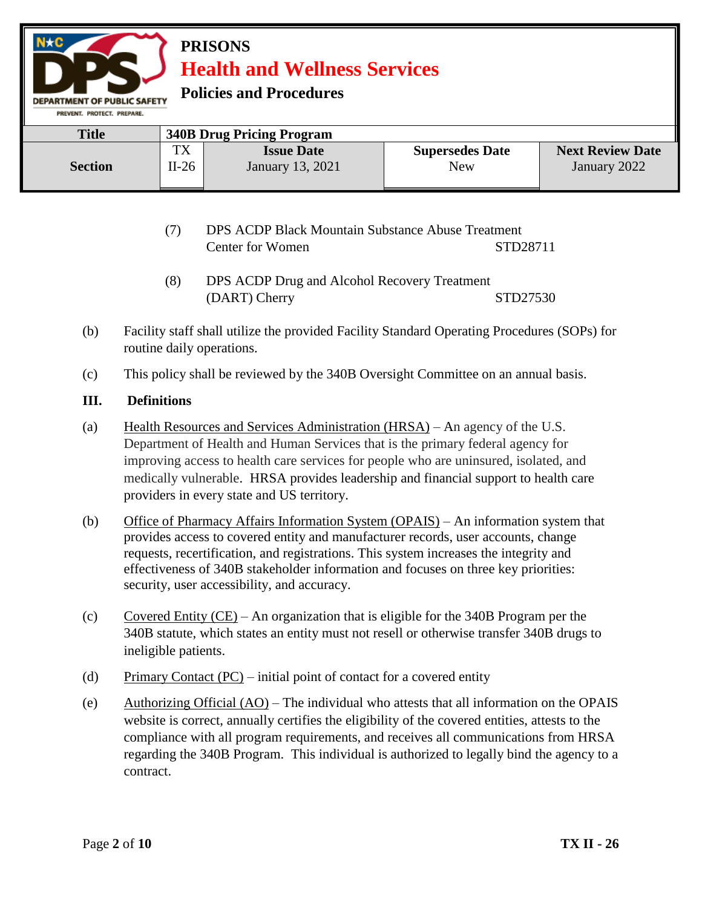(7) DPS ACDP Black Mountain Substance Abuse Treatment Center for Women STD28711

(8) DPS ACDP Drug and Alcohol Recovery Treatment (DART) Cherry STD27530

(b) Facility staff shall utilize the provided Facility Standard Operating Procedures (SOPs) for routine daily operations.

(c) This policy shall be reviewed by the 340B Oversight Committee on an annual basis.

## III. Definitions

(a) Health Resources and Services Administration (HRSA) – An agency of the U.S. Department of Health and Human Services that is the primary federal agency for improving access to health care services for people who are uninsured, isolated, and medically vulnerable. HRSA provides leadership and financial support to health care providers in every state and US territory.

(b) Office of Pharmacy Affairs Information System (OPAIS) – An information system that provides access to covered entity and manufacturer records, user accounts, change requests, recertification, and registrations. This system increases the integrity and effectiveness of 340B stakeholder information and focuses on three key priorities: security, user accessibility, and accuracy.

(c) Covered Entity (CE) – An organization that is eligible for the 340B Program per the 340B statute, which states an entity must not resell or otherwise transfer 340B drugs to ineligible patients.

(d) Primary Contact (PC) – initial point of contact for a covered entity

(e) Authorizing Official (AO) – The individual who attests that all information on the OPAIS website is correct, annually certifies the eligibility of the covered entities, attests to the compliance with all program requirements, and receives all communications from HRSA regarding the 340B Program. This individual is authorized to legally bind the agency to a contract.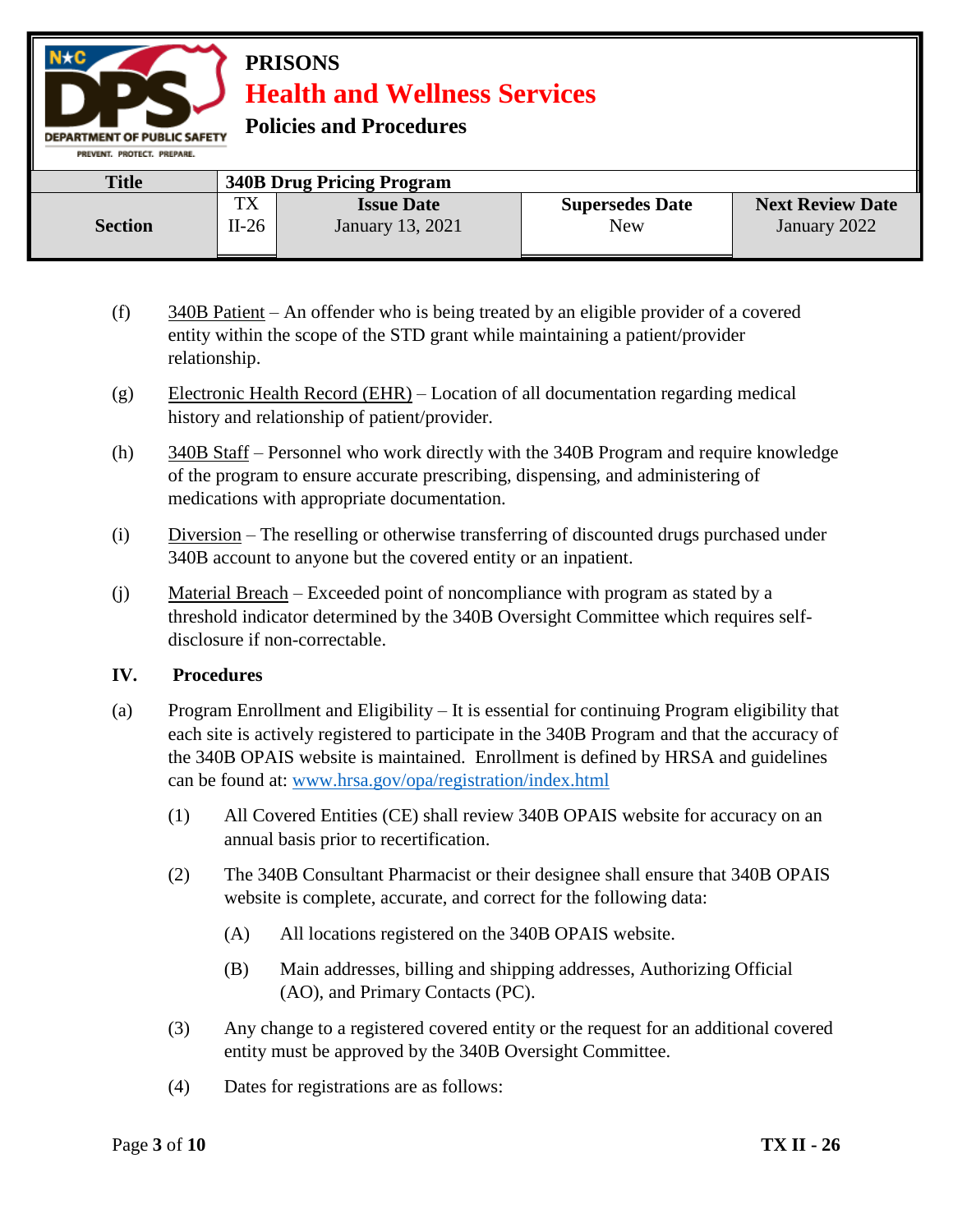(f) <u>340B Patient</u> – An offender who is being treated by an eligible provider of a covered entity within the scope of the STD grant while maintaining a patient/provider relationship.

(g) <u>Electronic Health Record (EHR)</u> – Location of all documentation regarding medical history and relationship of patient/provider.

(h) <u>340B Staff</u> – Personnel who work directly with the 340B Program and require knowledge of the program to ensure accurate prescribing, dispensing, and administering of medications with appropriate documentation.

(i) <u>Diversion</u> – The reselling or otherwise transferring of discounted drugs purchased under 340B account to anyone but the covered entity or an inpatient.

(j) <u>Material Breach</u> – Exceeded point of noncompliance with program as stated by a threshold indicator determined by the 340B Oversight Committee which requires self-disclosure if non-correctable.

## IV. Procedures

(a) Program Enrollment and Eligibility – It is essential for continuing Program eligibility that each site is actively registered to participate in the 340B Program and that the accuracy of the 340B OPAIS website is maintained. Enrollment is defined by HRSA and guidelines can be found at: [www.hrsa.gov/opa/registration/index.html](http://www.hrsa.gov/opa/registration/index.html)

- (1) All Covered Entities (CE) shall review 340B OPAIS website for accuracy on an annual basis prior to recertification.
- (2) The 340B Consultant Pharmacist or their designee shall ensure that 340B OPAIS website is complete, accurate, and correct for the following data:
    - (A) All locations registered on the 340B OPAIS website.
    - (B) Main addresses, billing and shipping addresses, Authorizing Official (AO), and Primary Contacts (PC).
- (3) Any change to a registered covered entity or the request for an additional covered entity must be approved by the 340B Oversight Committee.
- (4) Dates for registrations are as follows: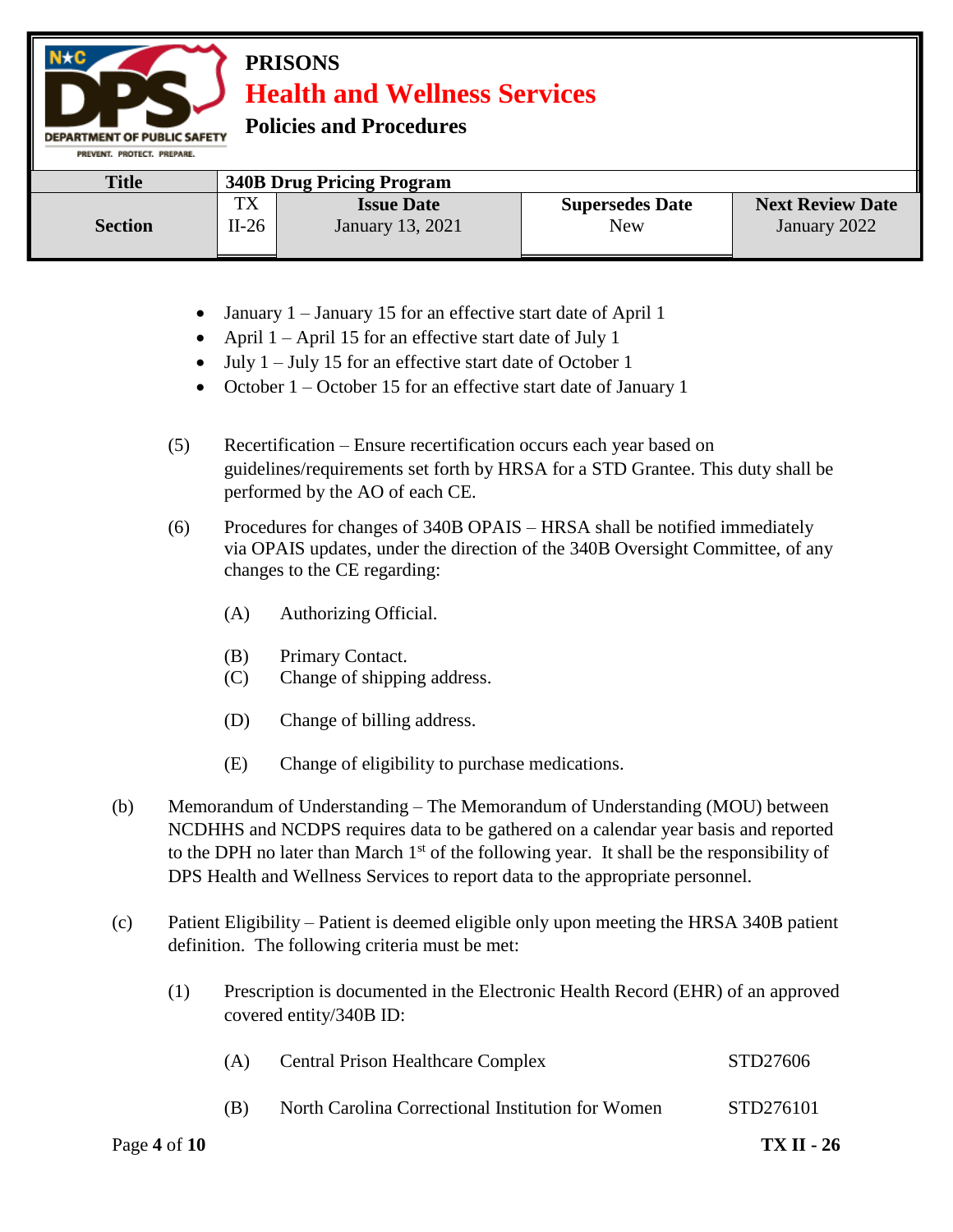- January 1 – January 15 for an effective start date of April 1
- April 1 – April 15 for an effective start date of July 1
- July 1 – July 15 for an effective start date of October 1
- October 1 – October 15 for an effective start date of January 1

(5) Recertification – Ensure recertification occurs each year based on guidelines/requirements set forth by HRSA for a STD Grantee. This duty shall be performed by the AO of each CE.

(6) Procedures for changes of 340B OPAIS – HRSA shall be notified immediately via OPAIS updates, under the direction of the 340B Oversight Committee, of any changes to the CE regarding:

(A) Authorizing Official.

(B) Primary Contact.

(C) Change of shipping address.

(D) Change of billing address.

(E) Change of eligibility to purchase medications.

(b) Memorandum of Understanding – The Memorandum of Understanding (MOU) between NCDHHS and NCDPS requires data to be gathered on a calendar year basis and reported to the DPH no later than March 1st of the following year. It shall be the responsibility of DPS Health and Wellness Services to report data to the appropriate personnel.

(c) Patient Eligibility – Patient is deemed eligible only upon meeting the HRSA 340B patient definition. The following criteria must be met:

(1) Prescription is documented in the Electronic Health Record (EHR) of an approved covered entity/340B ID:

(A) Central Prison Healthcare Complex — STD27606

(B) North Carolina Correctional Institution for Women — STD276101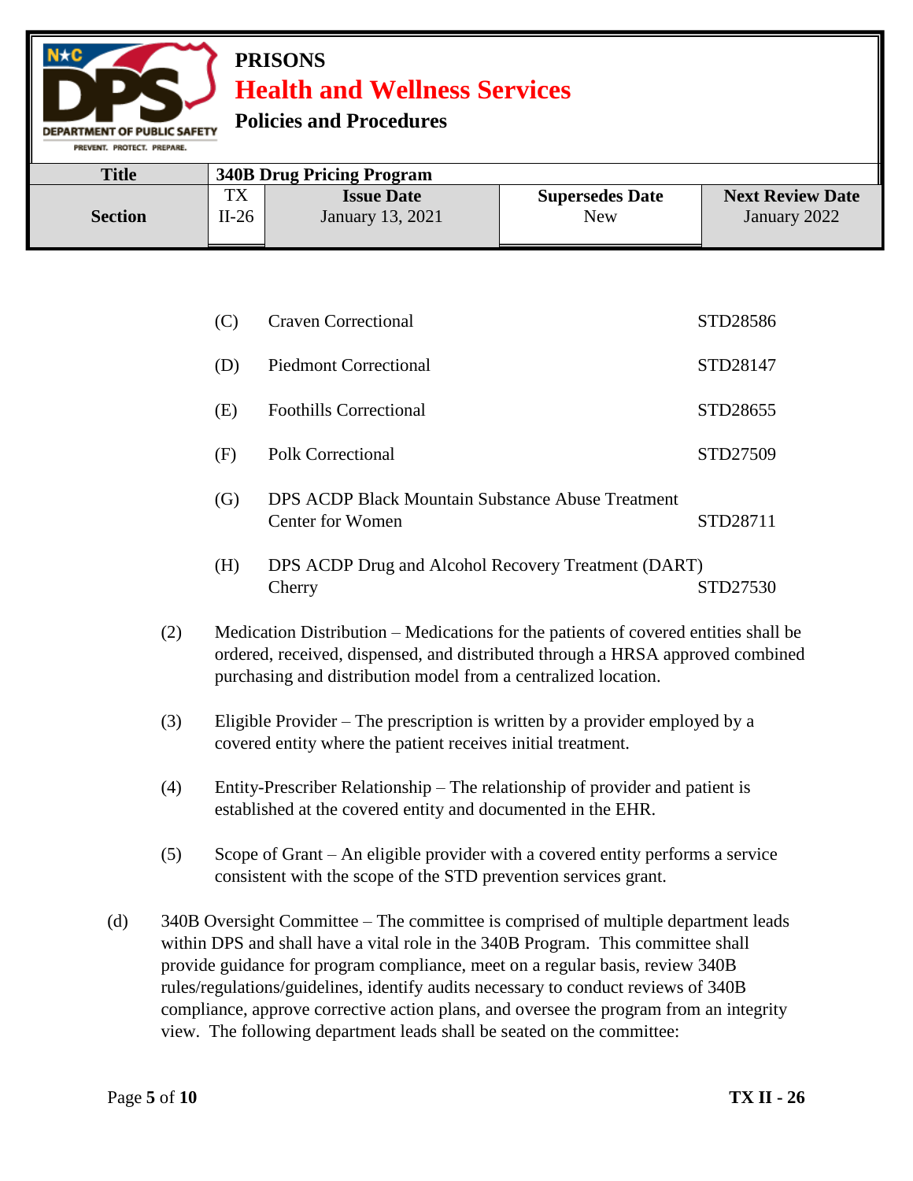(C) Craven Correctional STD28586

(D) Piedmont Correctional STD28147

(E) Foothills Correctional STD28655

(F) Polk Correctional STD27509

(G) DPS ACDP Black Mountain Substance Abuse Treatment Center for Women STD28711

(H) DPS ACDP Drug and Alcohol Recovery Treatment (DART) Cherry STD27530

(2) Medication Distribution – Medications for the patients of covered entities shall be ordered, received, dispensed, and distributed through a HRSA approved combined purchasing and distribution model from a centralized location.

(3) Eligible Provider – The prescription is written by a provider employed by a covered entity where the patient receives initial treatment.

(4) Entity-Prescriber Relationship – The relationship of provider and patient is established at the covered entity and documented in the EHR.

(5) Scope of Grant – An eligible provider with a covered entity performs a service consistent with the scope of the STD prevention services grant.

(d) 340B Oversight Committee – The committee is comprised of multiple department leads within DPS and shall have a vital role in the 340B Program. This committee shall provide guidance for program compliance, meet on a regular basis, review 340B rules/regulations/guidelines, identify audits necessary to conduct reviews of 340B compliance, approve corrective action plans, and oversee the program from an integrity view. The following department leads shall be seated on the committee: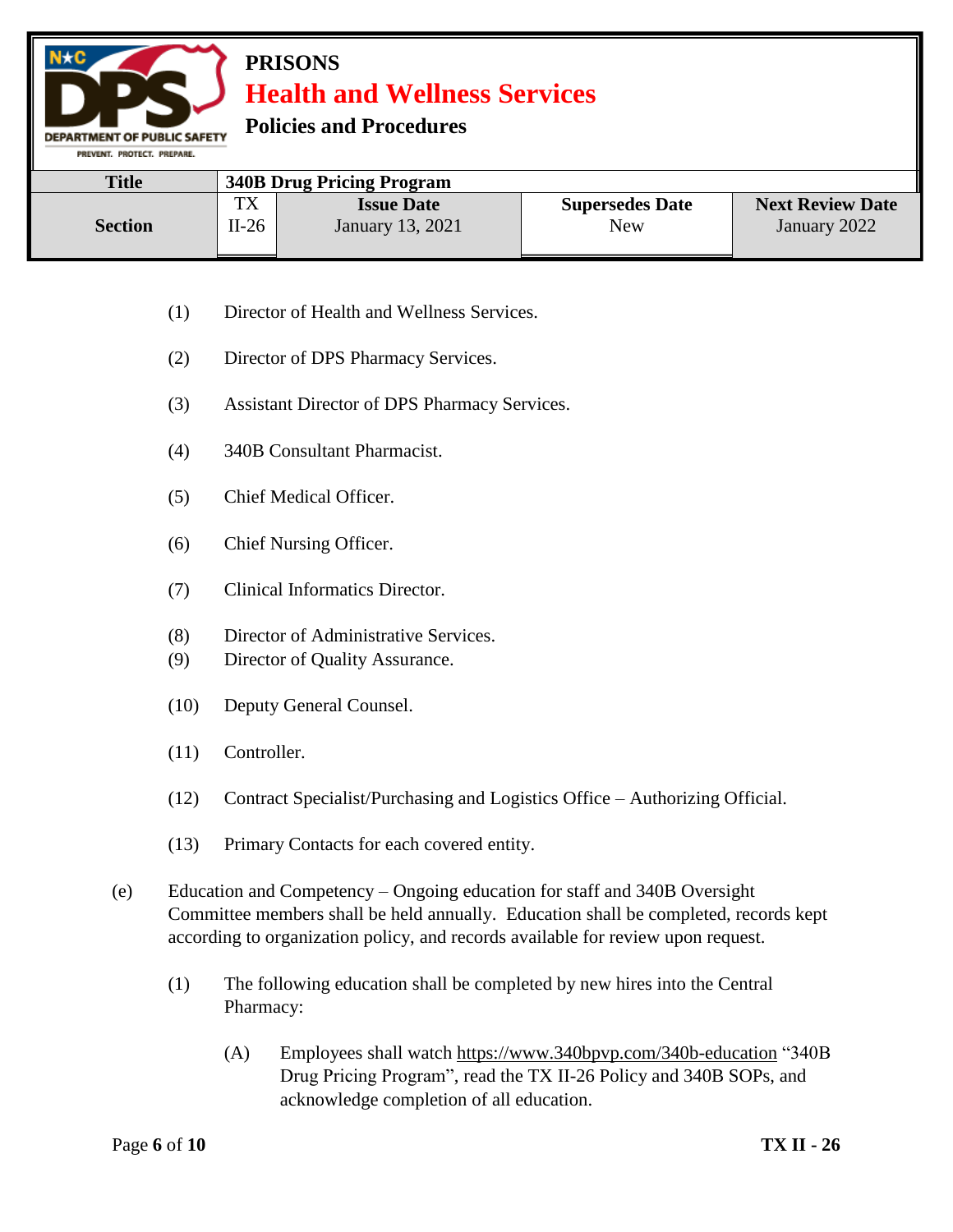(1) Director of Health and Wellness Services.

(2) Director of DPS Pharmacy Services.

(3) Assistant Director of DPS Pharmacy Services.

(4) 340B Consultant Pharmacist.

(5) Chief Medical Officer.

(6) Chief Nursing Officer.

(7) Clinical Informatics Director.

(8) Director of Administrative Services.

(9) Director of Quality Assurance.

(10) Deputy General Counsel.

(11) Controller.

(12) Contract Specialist/Purchasing and Logistics Office – Authorizing Official.

(13) Primary Contacts for each covered entity.

(e) Education and Competency – Ongoing education for staff and 340B Oversight Committee members shall be held annually. Education shall be completed, records kept according to organization policy, and records available for review upon request.

(1) The following education shall be completed by new hires into the Central Pharmacy:

(A) Employees shall watch https://www.340bpvp.com/340b-education "340B Drug Pricing Program", read the TX II-26 Policy and 340B SOPs, and acknowledge completion of all education.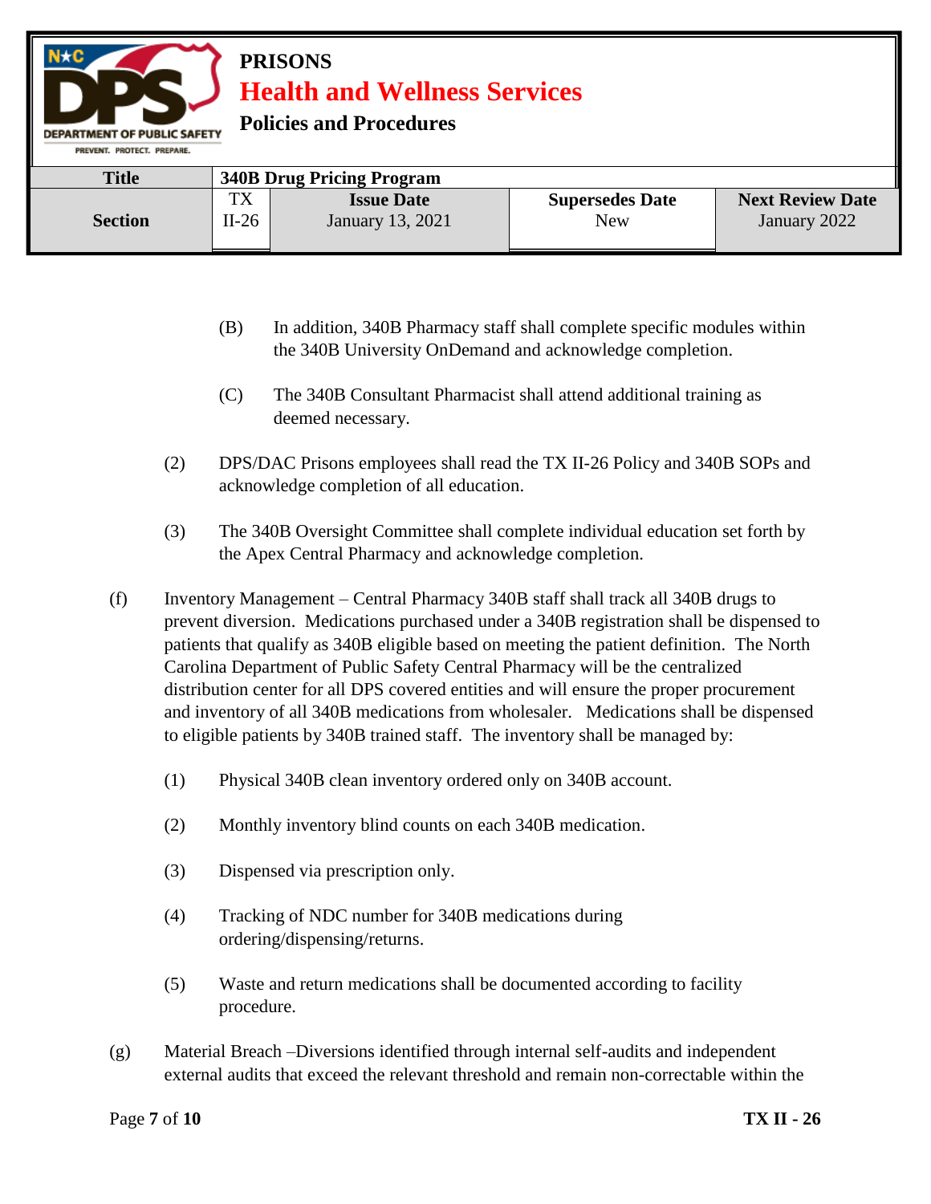(B) In addition, 340B Pharmacy staff shall complete specific modules within the 340B University OnDemand and acknowledge completion.

(C) The 340B Consultant Pharmacist shall attend additional training as deemed necessary.

(2) DPS/DAC Prisons employees shall read the TX II-26 Policy and 340B SOPs and acknowledge completion of all education.

(3) The 340B Oversight Committee shall complete individual education set forth by the Apex Central Pharmacy and acknowledge completion.

(f) Inventory Management – Central Pharmacy 340B staff shall track all 340B drugs to prevent diversion. Medications purchased under a 340B registration shall be dispensed to patients that qualify as 340B eligible based on meeting the patient definition. The North Carolina Department of Public Safety Central Pharmacy will be the centralized distribution center for all DPS covered entities and will ensure the proper procurement and inventory of all 340B medications from wholesaler. Medications shall be dispensed to eligible patients by 340B trained staff. The inventory shall be managed by:

(1) Physical 340B clean inventory ordered only on 340B account.

(2) Monthly inventory blind counts on each 340B medication.

(3) Dispensed via prescription only.

(4) Tracking of NDC number for 340B medications during ordering/dispensing/returns.

(5) Waste and return medications shall be documented according to facility procedure.

(g) Material Breach –Diversions identified through internal self-audits and independent external audits that exceed the relevant threshold and remain non-correctable within the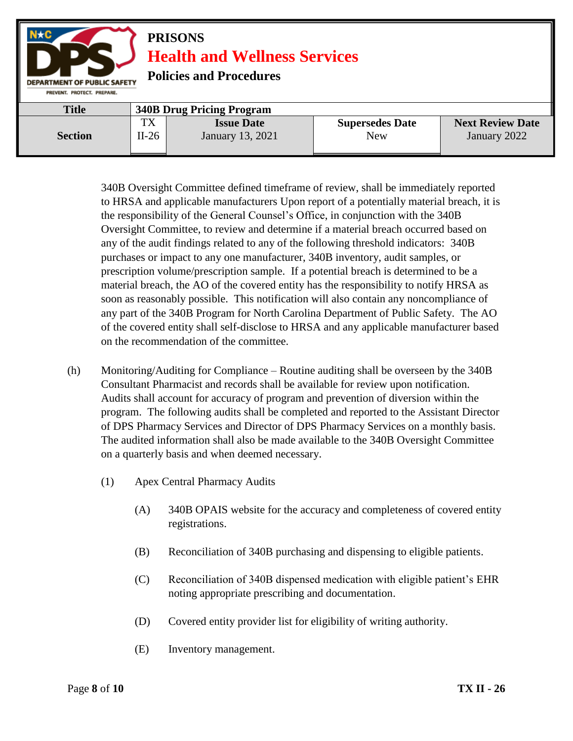340B Oversight Committee defined timeframe of review, shall be immediately reported to HRSA and applicable manufacturers Upon report of a potentially material breach, it is the responsibility of the General Counsel's Office, in conjunction with the 340B Oversight Committee, to review and determine if a material breach occurred based on any of the audit findings related to any of the following threshold indicators: 340B purchases or impact to any one manufacturer, 340B inventory, audit samples, or prescription volume/prescription sample. If a potential breach is determined to be a material breach, the AO of the covered entity has the responsibility to notify HRSA as soon as reasonably possible. This notification will also contain any noncompliance of any part of the 340B Program for North Carolina Department of Public Safety. The AO of the covered entity shall self-disclose to HRSA and any applicable manufacturer based on the recommendation of the committee.

(h) Monitoring/Auditing for Compliance – Routine auditing shall be overseen by the 340B Consultant Pharmacist and records shall be available for review upon notification. Audits shall account for accuracy of program and prevention of diversion within the program. The following audits shall be completed and reported to the Assistant Director of DPS Pharmacy Services and Director of DPS Pharmacy Services on a monthly basis. The audited information shall also be made available to the 340B Oversight Committee on a quarterly basis and when deemed necessary.

(1) Apex Central Pharmacy Audits

(A) 340B OPAIS website for the accuracy and completeness of covered entity registrations.

(B) Reconciliation of 340B purchasing and dispensing to eligible patients.

(C) Reconciliation of 340B dispensed medication with eligible patient's EHR noting appropriate prescribing and documentation.

(D) Covered entity provider list for eligibility of writing authority.

(E) Inventory management.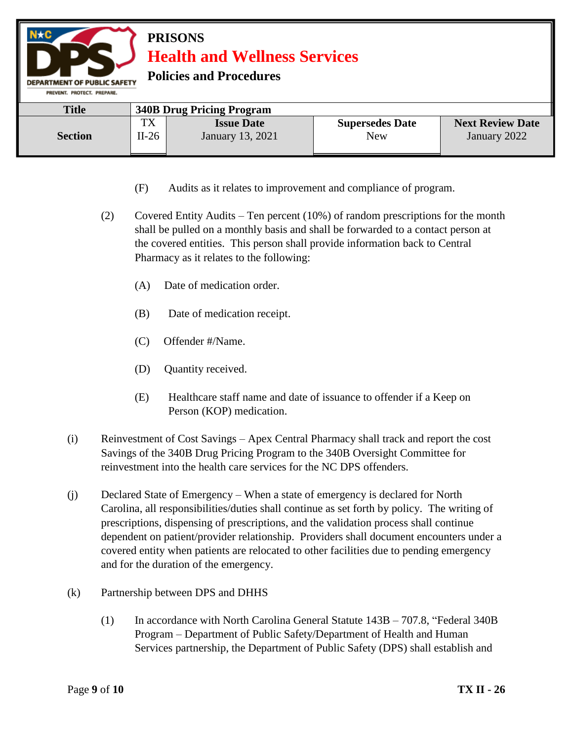(F) Audits as it relates to improvement and compliance of program.

(2) Covered Entity Audits – Ten percent (10%) of random prescriptions for the month shall be pulled on a monthly basis and shall be forwarded to a contact person at the covered entities. This person shall provide information back to Central Pharmacy as it relates to the following:

(A) Date of medication order.

(B) Date of medication receipt.

(C) Offender #/Name.

(D) Quantity received.

(E) Healthcare staff name and date of issuance to offender if a Keep on Person (KOP) medication.

(i) Reinvestment of Cost Savings – Apex Central Pharmacy shall track and report the cost Savings of the 340B Drug Pricing Program to the 340B Oversight Committee for reinvestment into the health care services for the NC DPS offenders.

(j) Declared State of Emergency – When a state of emergency is declared for North Carolina, all responsibilities/duties shall continue as set forth by policy. The writing of prescriptions, dispensing of prescriptions, and the validation process shall continue dependent on patient/provider relationship. Providers shall document encounters under a covered entity when patients are relocated to other facilities due to pending emergency and for the duration of the emergency.

(k) Partnership between DPS and DHHS

(1) In accordance with North Carolina General Statute 143B – 707.8, "Federal 340B Program – Department of Public Safety/Department of Health and Human Services partnership, the Department of Public Safety (DPS) shall establish and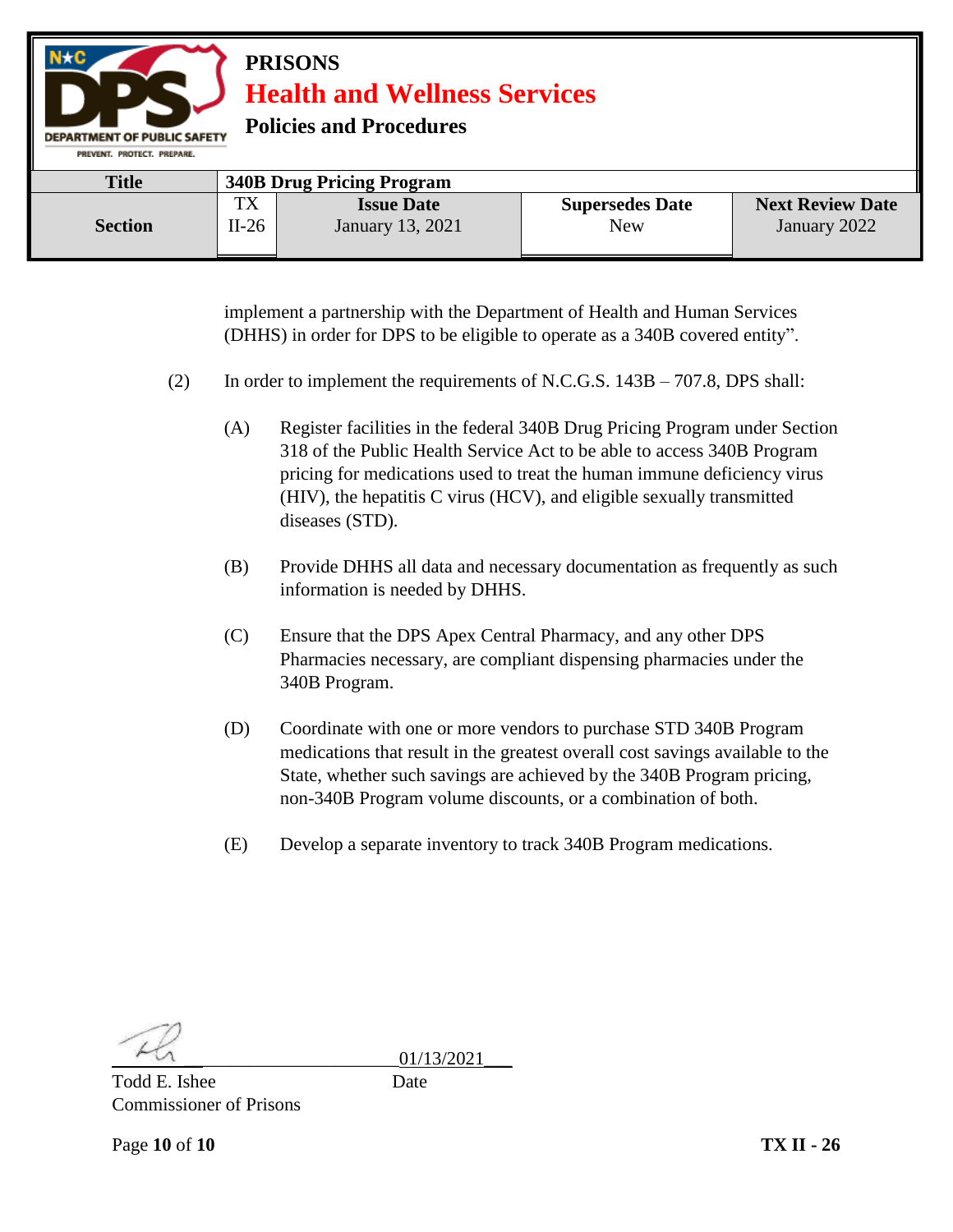implement a partnership with the Department of Health and Human Services (DHHS) in order for DPS to be eligible to operate as a 340B covered entity".

(2) In order to implement the requirements of N.C.G.S. 143B – 707.8, DPS shall:

(A) Register facilities in the federal 340B Drug Pricing Program under Section 318 of the Public Health Service Act to be able to access 340B Program pricing for medications used to treat the human immune deficiency virus (HIV), the hepatitis C virus (HCV), and eligible sexually transmitted diseases (STD).

(B) Provide DHHS all data and necessary documentation as frequently as such information is needed by DHHS.

(C) Ensure that the DPS Apex Central Pharmacy, and any other DPS Pharmacies necessary, are compliant dispensing pharmacies under the 340B Program.

(D) Coordinate with one or more vendors to purchase STD 340B Program medications that result in the greatest overall cost savings available to the State, whether such savings are achieved by the 340B Program pricing, non-340B Program volume discounts, or a combination of both.

(E) Develop a separate inventory to track 340B Program medications.

_________________________________ 01/13/2021___

Todd E. Ishee                                   Date
Commissioner of Prisons